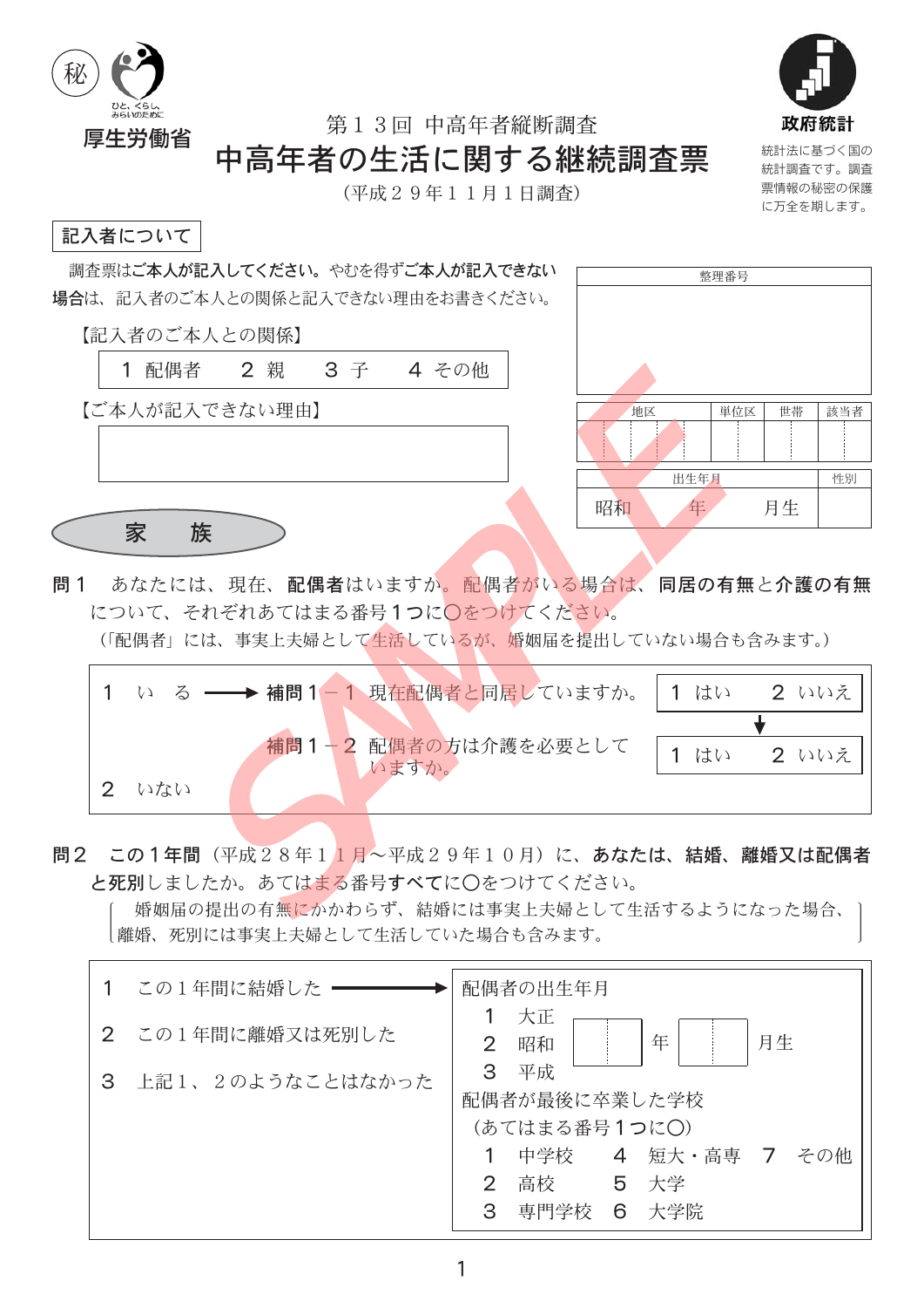秘

厚生労働省

第１３回 中高年者縦断調査

# 中高年者の生活に関する継続調査票

（平成２９年１１月１日調査）

政府統計

統計法に基づく国の統計調査です。調査票情報の秘密の保護に万全を期します。

## 記入者について

調査票は**ご本人が記入してください**。やむを得ず**ご本人が記入できない場合は**、記入者のご本人との関係と記入できない理由をお書きください。

【記入者のご本人との関係】

１ 配偶者　２ 親　３ 子　４ その他

【ご本人が記入できない理由】

| 整理番号 | | | |
|---|---|---|---|
| | | | |

| 地区 | 単位区 | 世帯 | 該当者 |
|---|---|---|---|
| | | | |

| 出生年月 | 性別 |
|---|---|
| 昭和　　年　　月生 | |

## 家　族

**問１**　あなたには、現在、**配偶者**はいますか。配偶者がいる場合は、**同居の有無**と**介護の有無**について、それぞれあてはまる番号１つに〇をつけてください。
（「配偶者」には、事実上夫婦として生活しているが、婚姻届を提出していない場合も含みます。）

１ いる → **補問１－１** 現在配偶者と同居していますか。　１ はい　２ いいえ

↓

**補問１－２** 配偶者の方は介護を必要としていますか。　１ はい　２ いいえ

２ いない

**問２**　**この１年間**（平成２８年１１月～平成２９年１０月）に、**あなたは、結婚、離婚又は配偶者と死別**しましたか。あてはまる番号**すべて**に〇をつけてください。

（婚姻届の提出の有無にかかわらず、結婚には事実上夫婦として生活するようになった場合、離婚、死別には事実上夫婦として生活していた場合も含みます。）

１ この１年間に結婚した →

２ この１年間に離婚又は死別した

３ 上記１、２のようなことはなかった

配偶者の出生年月

１ 大正
２ 昭和　　　年　　　月生
３ 平成

配偶者が最後に卒業した学校
（あてはまる番号１つに〇）

１ 中学校　４ 短大・高専　７ その他
２ 高校　５ 大学
３ 専門学校　６ 大学院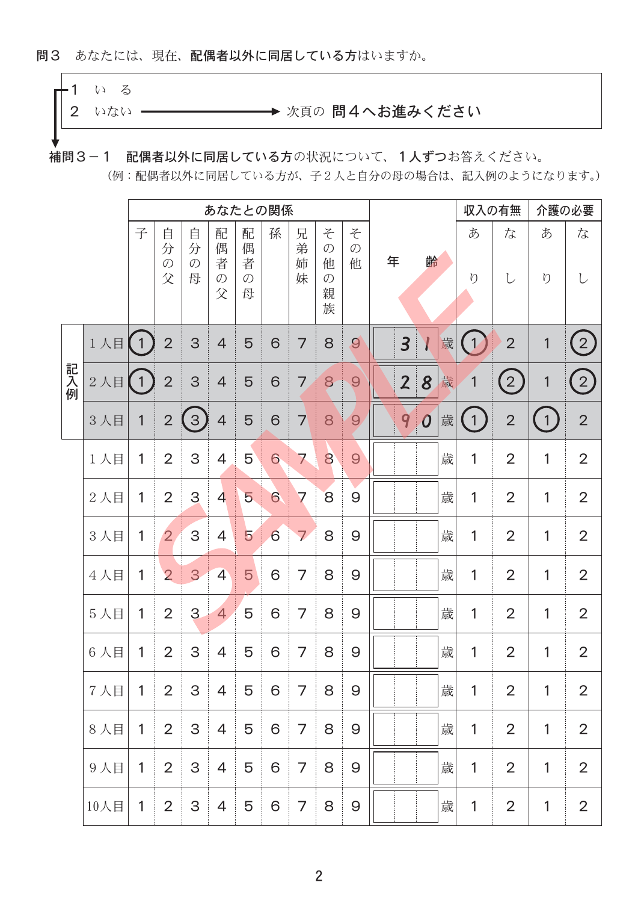**問３**　あなたには、現在、**配偶者以外に同居している方**はいますか。

- 1　いる
- 2　いない ―――→ 次頁の **問４へお進みください**

**補問３－１**　**配偶者以外に同居している方**の状況について、**１人ずつ**お答えください。

（例：配偶者以外に同居している方が、子２人と自分の母の場合は、記入例のようになります。）

| | | あなたとの関係 | | | | | | | | | 年齢 | 収入の有無 | | 介護の必要 | |
|---|---|---|---|---|---|---|---|---|---|---|---|---|---|---|---|
| | | 子 | 自分の父 | 自分の母 | 配偶者の父 | 配偶者の母 | 孫 | 兄弟姉妹 | その他の親族 | その他 | | あり | なし | あり | なし |
| 記入例 | 1人目 | (1) | 2 | 3 | 4 | 5 | 6 | 7 | 8 | 9 | 31 歳 | (1) | 2 | 1 | (2) |
| 記入例 | 2人目 | (1) | 2 | 3 | 4 | 5 | 6 | 7 | 8 | 9 | 28 歳 | 1 | (2) | 1 | (2) |
| 記入例 | 3人目 | 1 | 2 | (3) | 4 | 5 | 6 | 7 | 8 | 9 | 90 歳 | (1) | 2 | (1) | 2 |
| | 1人目 | 1 | 2 | 3 | 4 | 5 | 6 | 7 | 8 | 9 | 歳 | 1 | 2 | 1 | 2 |
| | 2人目 | 1 | 2 | 3 | 4 | 5 | 6 | 7 | 8 | 9 | 歳 | 1 | 2 | 1 | 2 |
| | 3人目 | 1 | 2 | 3 | 4 | 5 | 6 | 7 | 8 | 9 | 歳 | 1 | 2 | 1 | 2 |
| | 4人目 | 1 | 2 | 3 | 4 | 5 | 6 | 7 | 8 | 9 | 歳 | 1 | 2 | 1 | 2 |
| | 5人目 | 1 | 2 | 3 | 4 | 5 | 6 | 7 | 8 | 9 | 歳 | 1 | 2 | 1 | 2 |
| | 6人目 | 1 | 2 | 3 | 4 | 5 | 6 | 7 | 8 | 9 | 歳 | 1 | 2 | 1 | 2 |
| | 7人目 | 1 | 2 | 3 | 4 | 5 | 6 | 7 | 8 | 9 | 歳 | 1 | 2 | 1 | 2 |
| | 8人目 | 1 | 2 | 3 | 4 | 5 | 6 | 7 | 8 | 9 | 歳 | 1 | 2 | 1 | 2 |
| | 9人目 | 1 | 2 | 3 | 4 | 5 | 6 | 7 | 8 | 9 | 歳 | 1 | 2 | 1 | 2 |
| | 10人目 | 1 | 2 | 3 | 4 | 5 | 6 | 7 | 8 | 9 | 歳 | 1 | 2 | 1 | 2 |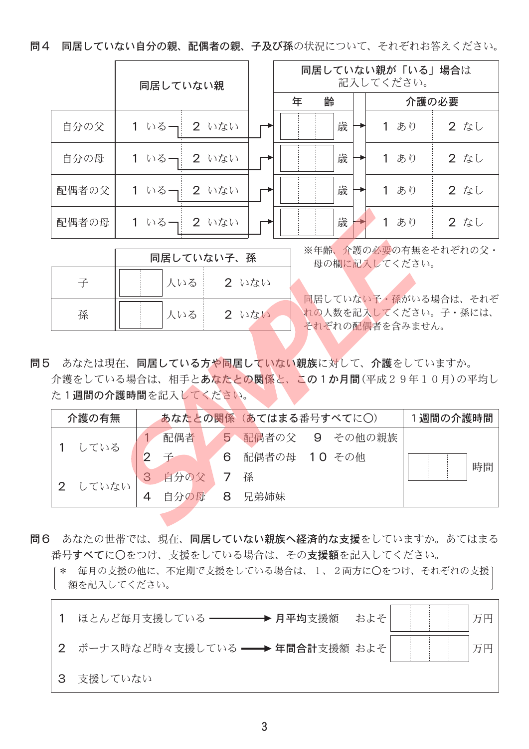**問４　同居していない自分の親、配偶者の親、子及び孫**の状況について、それぞれお答えください。

| | 同居していない親 | | 年　齢 | 介護の必要 | |
|---|---|---|---|---|---|
| | | | 同居していない親が「いる」場合は記入してください。 | | |
| 自分の父 | １　いる | ２　いない | 歳 | １　あり | ２　なし |
| 自分の母 | １　いる | ２　いない | 歳 | １　あり | ２　なし |
| 配偶者の父 | １　いる | ２　いない | 歳 | １　あり | ２　なし |
| 配偶者の母 | １　いる | ２　いない | 歳 | １　あり | ２　なし |

※年齢、介護の必要の有無をそれぞれの父・母の欄に記入してください。

| | 同居していない子、孫 | |
|---|---|---|
| 子 | 人いる | ２　いない |
| 孫 | 人いる | ２　いない |

同居していない子・孫がいる場合は、それぞれの人数を記入してください。子・孫には、それぞれの配偶者を含みません。

**問５**　あなたは現在、**同居している方や同居していない親族**に対して、**介護**をしていますか。
介護をしている場合は、相手と**あなたとの関係**と、**この１か月間**(平成２９年１０月)の平均した**１週間の介護時間**を記入してください。

| 介護の有無 | あなたとの関係（あてはまる番号すべてに○） | 1週間の介護時間 |
|---|---|---|
| １　している<br>２　していない | １　配偶者　５　配偶者の父　９　その他の親族<br>２　子　６　配偶者の母　１０　その他<br>３　自分の父　７　孫<br>４　自分の母　８　兄弟姉妹 | 時間 |

**問６**　あなたの世帯では、現在、**同居していない親族へ経済的な支援**をしていますか。あてはまる番号**すべて**に○をつけ、支援をしている場合は、その**支援額**を記入してください。

（＊　毎月の支援の他に、不定期で支援をしている場合は、１、２両方に○をつけ、それぞれの支援額を記入してください。）

１　ほとんど毎月支援している ──→ **月平均**支援額　およそ　　万円

２　ボーナス時など時々支援している ──→ **年間合計**支援額　およそ　　万円

３　支援していない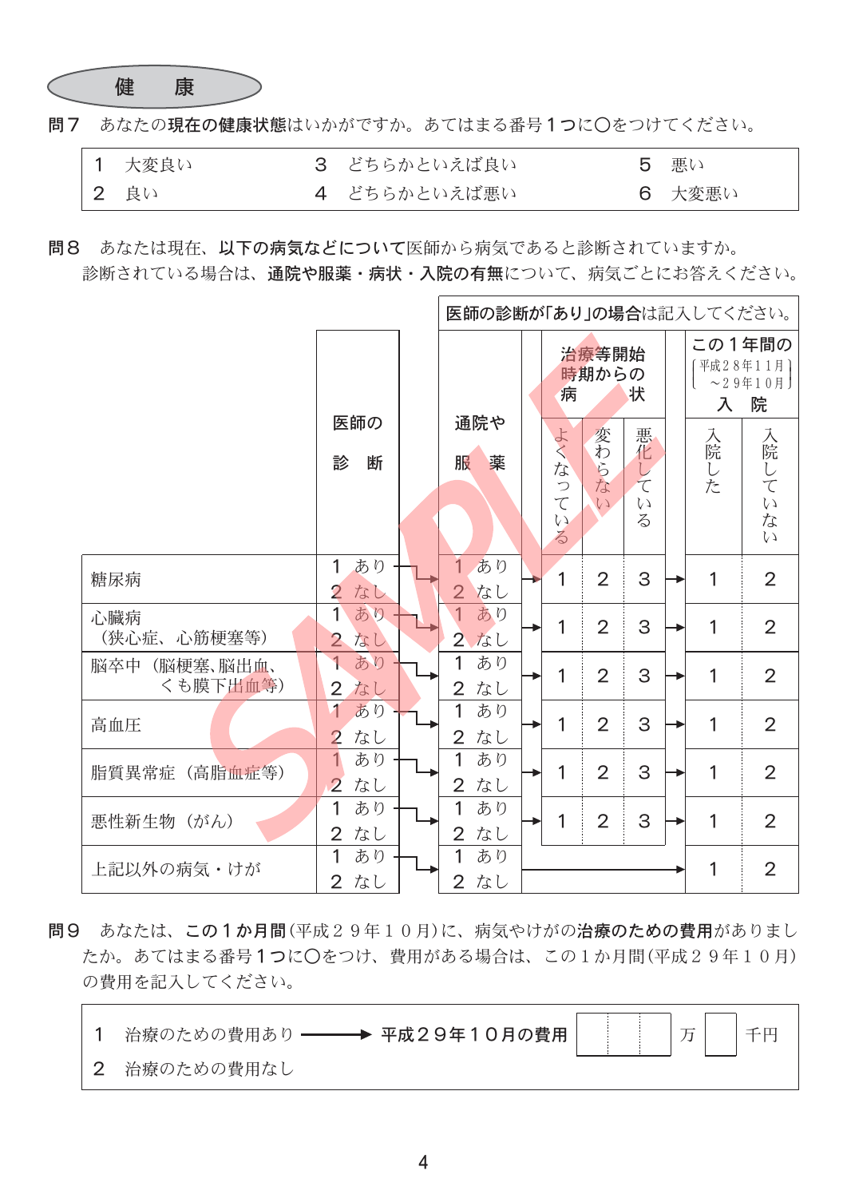## 健　康

**問７**　あなたの**現在の健康状態**はいかがですか。あてはまる番号**１つ**に○をつけてください。

| | | |
|---|---|---|
| １　大変良い | ３　どちらかといえば良い | ５　悪い |
| ２　良い | ４　どちらかといえば悪い | ６　大変悪い |

**問８**　あなたは現在、**以下の病気などについて**医師から病気であると診断されていますか。診断されている場合は、**通院や服薬・病状・入院の有無**について、病気ごとにお答えください。

医師の診断が「あり」の場合は記入してください。

| | 医師の診断 | 通院や服薬 | 治療等開始時期からの病状 | | | この１年間の（平成28年11月～29年10月）入院 | |
|---|---|---|---|---|---|---|---|
| | | | よくなっている | 変わらない | 悪化している | 入院した | 入院していない |
| 糖尿病 | １ あり → ２ なし | １ あり → ２ なし | 1 | 2 | 3 | 1 | 2 |
| 心臓病（狭心症、心筋梗塞等） | １ あり → ２ なし | １ あり → ２ なし | 1 | 2 | 3 | 1 | 2 |
| 脳卒中（脳梗塞、脳出血、くも膜下出血等） | １ あり → ２ なし | １ あり → ２ なし | 1 | 2 | 3 | 1 | 2 |
| 高血圧 | １ あり → ２ なし | １ あり → ２ なし | 1 | 2 | 3 | 1 | 2 |
| 脂質異常症（高脂血症等） | １ あり → ２ なし | １ あり → ２ なし | 1 | 2 | 3 | 1 | 2 |
| 悪性新生物（がん） | １ あり → ２ なし | １ あり → ２ なし | 1 | 2 | 3 | 1 | 2 |
| 上記以外の病気・けが | １ あり → ２ なし | １ あり → ２ なし | → | | | 1 | 2 |

**問９**　あなたは、**この１か月間**（平成２９年１０月）に、病気やけがの**治療のための費用**がありましたか。あてはまる番号**１つ**に○をつけ、費用がある場合は、この１か月間（平成２９年１０月）の費用を記入してください。

１　治療のための費用あり ──→ **平成２９年１０月の費用**　□□□ 万 □ 千円

２　治療のための費用なし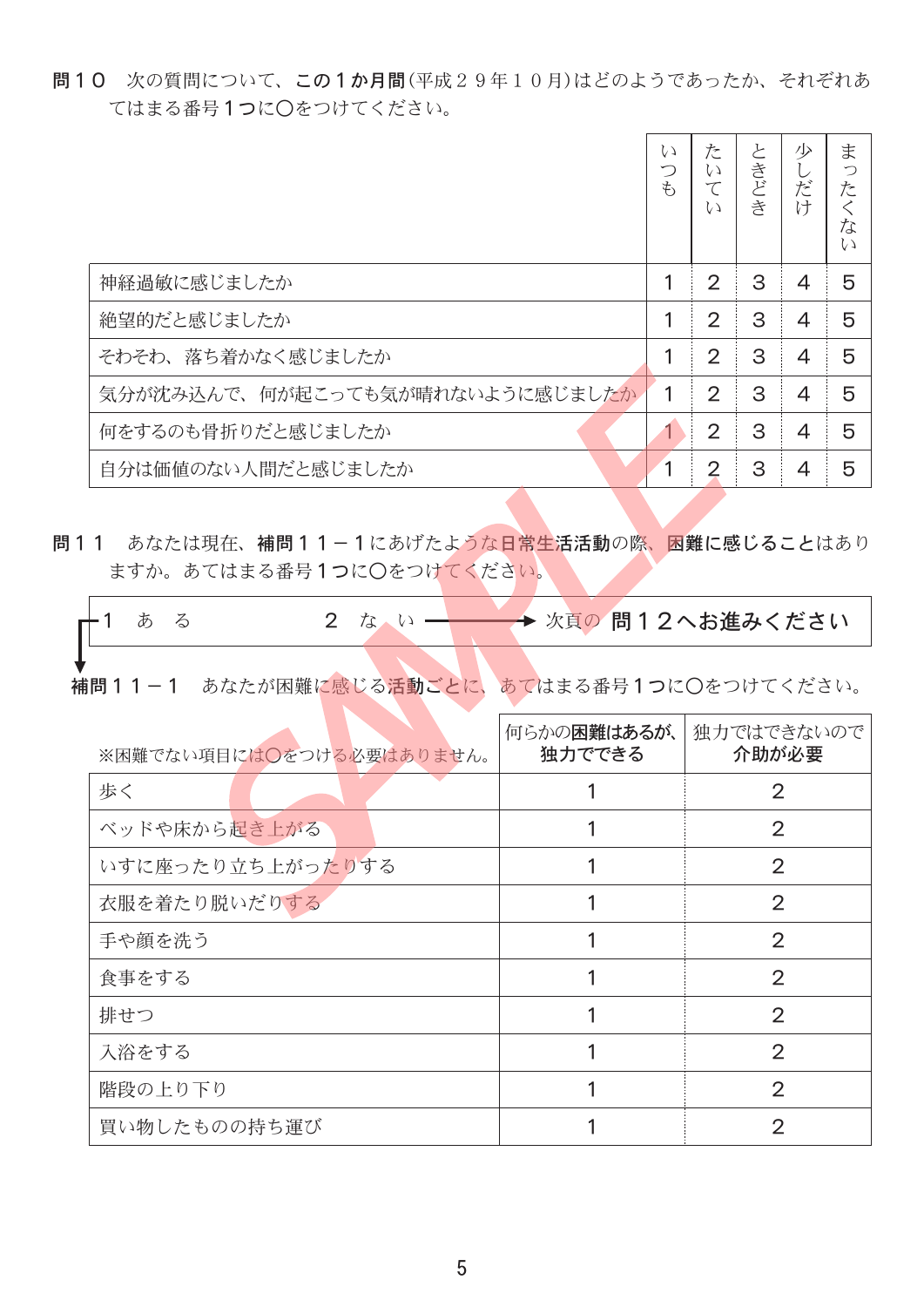**問１０**　次の質問について、**この１か月間**(平成２９年１０月)はどのようであったか、それぞれあてはまる番号１つに○をつけてください。

| | いつも | たいてい | ときどき | 少しだけ | まったくない |
|---|---|---|---|---|---|
| 神経過敏に感じましたか | 1 | 2 | 3 | 4 | 5 |
| 絶望的だと感じましたか | 1 | 2 | 3 | 4 | 5 |
| そわそわ、落ち着かなく感じましたか | 1 | 2 | 3 | 4 | 5 |
| 気分が沈み込んで、何が起こっても気が晴れないように感じましたか | 1 | 2 | 3 | 4 | 5 |
| 何をするのも骨折りだと感じましたか | 1 | 2 | 3 | 4 | 5 |
| 自分は価値のない人間だと感じましたか | 1 | 2 | 3 | 4 | 5 |

**問１１**　あなたは現在、**補問１１－１**にあげたような**日常生活活動**の際、**困難に感じること**はありますか。あてはまる番号１つに○をつけてください。

１　あ　る　　　　２　な　い ──→ 次頁の **問１２へお進みください**

**補問１１－１**　あなたが困難に感じる**活動ごと**に、あてはまる番号１つに○をつけてください。

| ※困難でない項目には○をつける必要はありません。 | 何らかの**困難はあるが、独力でできる** | 独力ではできないので**介助が必要** |
|---|---|---|
| 歩く | 1 | 2 |
| ベッドや床から起き上がる | 1 | 2 |
| いすに座ったり立ち上がったりする | 1 | 2 |
| 衣服を着たり脱いだりする | 1 | 2 |
| 手や顔を洗う | 1 | 2 |
| 食事をする | 1 | 2 |
| 排せつ | 1 | 2 |
| 入浴をする | 1 | 2 |
| 階段の上り下り | 1 | 2 |
| 買い物したものの持ち運び | 1 | 2 |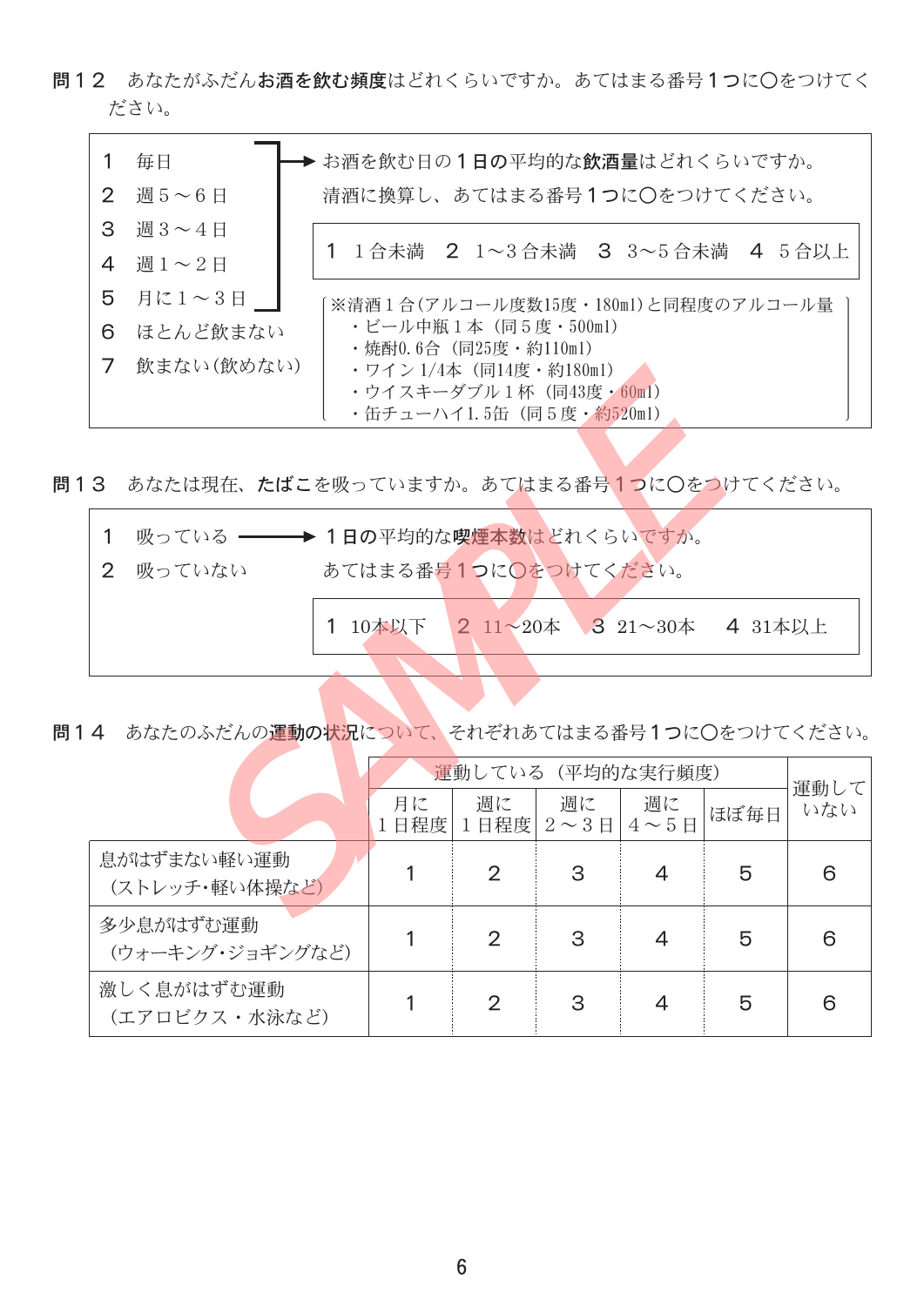**問１２**　あなたがふだん**お酒を飲む頻度**はどれくらいですか。あてはまる番号１つに○をつけてください。

1　毎日
2　週５～６日
3　週３～４日
4　週１～２日
5　月に１～３日
6　ほとんど飲まない
7　飲まない（飲めない）

→（1～5の方）お酒を飲む日の**１日の平均的な飲酒量**はどれくらいですか。清酒に換算し、あてはまる番号１つに○をつけてください。

1　１合未満　2　1～3合未満　3　3～5合未満　4　5合以上

※清酒１合（アルコール度数15度・180ml）と同程度のアルコール量
- ビール中瓶１本（同５度・500ml）
- 焼酎0.6合（同25度・約110ml）
- ワイン 1/4本（同14度・約180ml）
- ウイスキーダブル１杯（同43度・60ml）
- 缶チューハイ1.5缶（同５度・約520ml）

**問１３**　あなたは現在、**たばこ**を吸っていますか。あてはまる番号１つに○をつけてください。

1　吸っている
2　吸っていない

→（1の方）**１日の平均的な喫煙本数**はどれくらいですか。あてはまる番号１つに○をつけてください。

1　10本以下　2　11～20本　3　21～30本　4　31本以上

**問１４**　あなたのふだんの**運動の状況**について、それぞれあてはまる番号１つに○をつけてください。

| | 運動している（平均的な実行頻度） | | | | | 運動していない |
|---|---|---|---|---|---|---|
| | 月に１日程度 | 週に１日程度 | 週に２～３日 | 週に４～５日 | ほぼ毎日 | |
| 息がはずまない軽い運動（ストレッチ・軽い体操など） | 1 | 2 | 3 | 4 | 5 | 6 |
| 多少息がはずむ運動（ウォーキング・ジョギングなど） | 1 | 2 | 3 | 4 | 5 | 6 |
| 激しく息がはずむ運動（エアロビクス・水泳など） | 1 | 2 | 3 | 4 | 5 | 6 |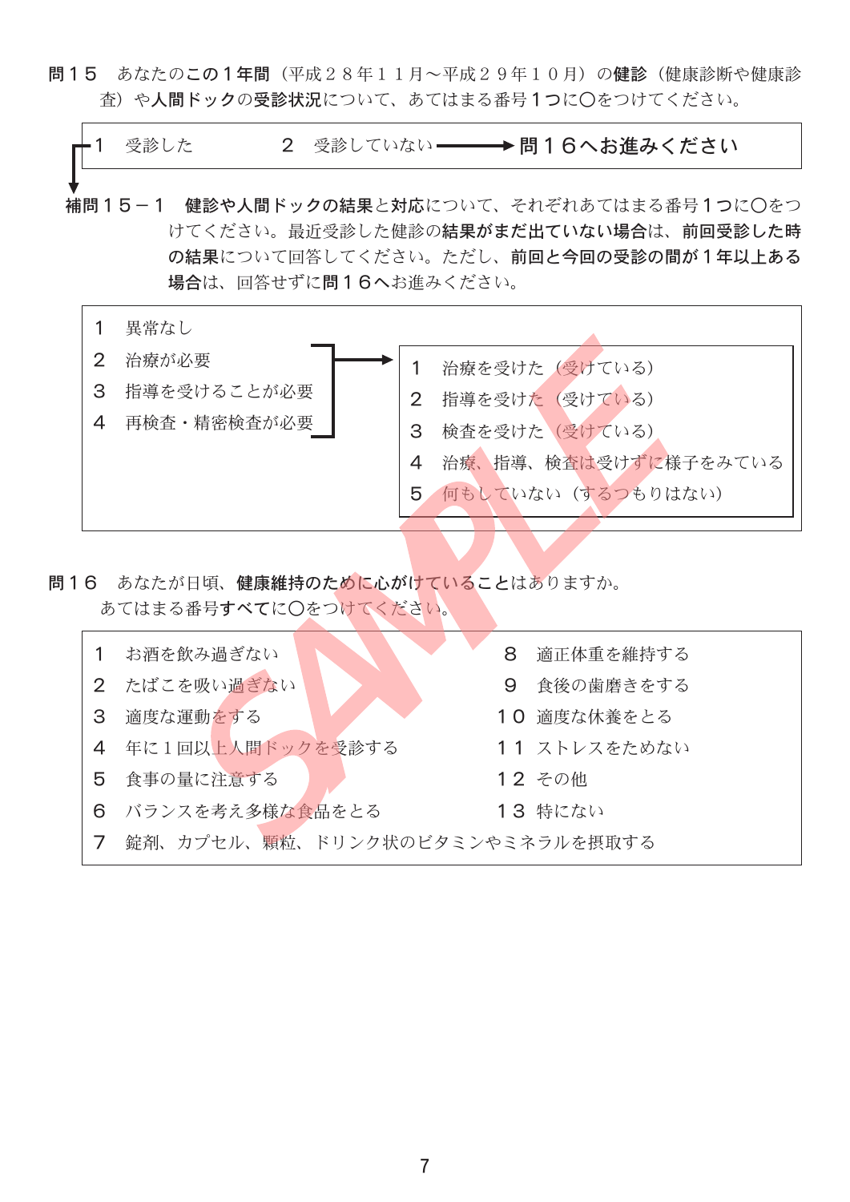**問１５**　あなたの**この１年間**（平成２８年１１月～平成２９年１０月）の**健診**（健康診断や健康診査）や**人間ドック**の**受診状況**について、あてはまる番号**１つ**に○をつけてください。

１　受診した　　　　２　受診していない ――→ **問１６へお進みください**

**補問１５－１**　**健診や人間ドックの結果**と**対応**について、それぞれあてはまる番号１つに○をつけてください。最近受診した健診の**結果がまだ出ていない場合**は、**前回受診した時の結果**について回答してください。ただし、**前回と今回の受診の間が１年以上ある場合**は、回答せずに**問１６**へお進みください。

１　異常なし
２　治療が必要
３　指導を受けることが必要
４　再検査・精密検査が必要

（２～４の場合）→
１　治療を受けた（受けている）
２　指導を受けた（受けている）
３　検査を受けた（受けている）
４　治療、指導、検査は受けずに様子をみている
５　何もしていない（するつもりはない）

**問１６**　あなたが日頃、**健康維持のために心がけていること**はありますか。
あてはまる番号**すべて**に○をつけてください。

１　お酒を飲み過ぎない
２　たばこを吸い過ぎない
３　適度な運動をする
４　年に１回以上人間ドックを受診する
５　食事の量に注意する
６　バランスを考え多様な食品をとる
７　錠剤、カプセル、顆粒、ドリンク状のビタミンやミネラルを摂取する
８　適正体重を維持する
９　食後の歯磨きをする
１０　適度な休養をとる
１１　ストレスをためない
１２　その他
１３　特にない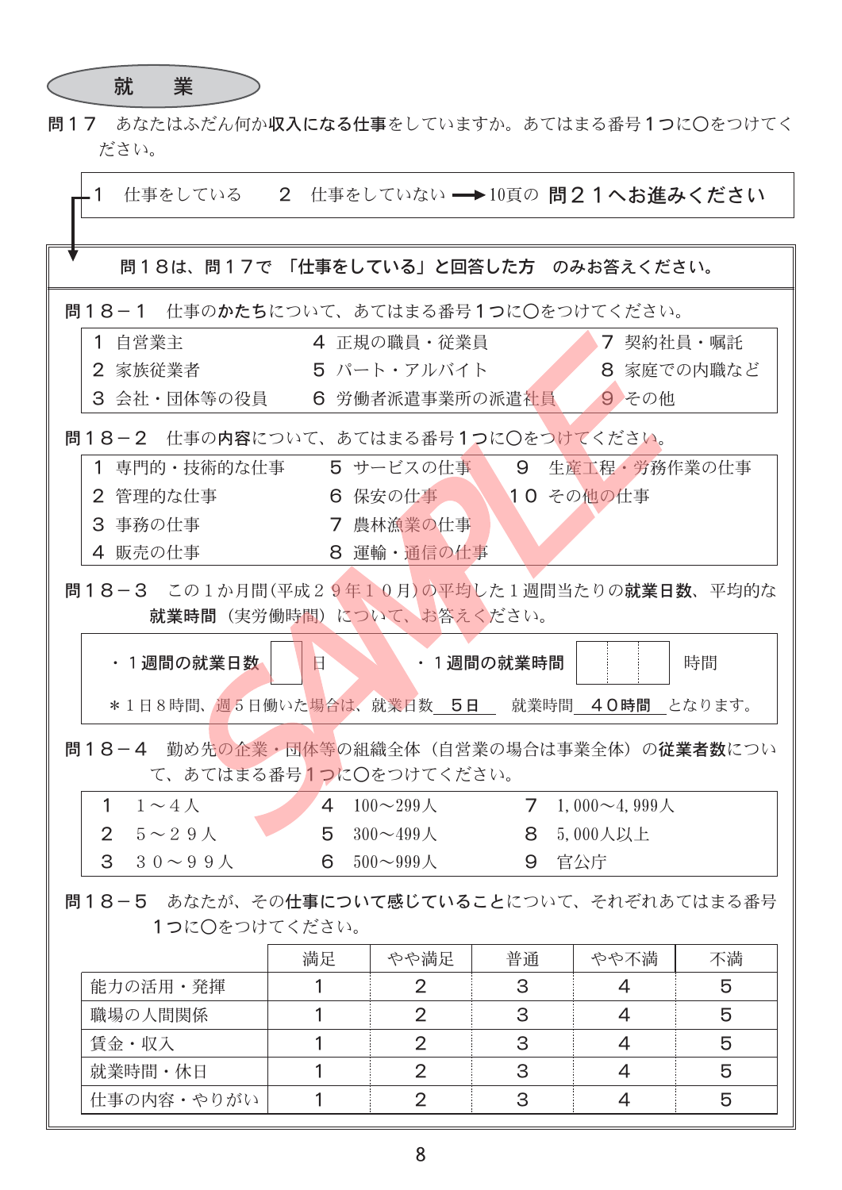## 就　業

**問１７**　あなたはふだん何か**収入になる仕事**をしていますか。あてはまる番号１つに○をつけてください。

１　仕事をしている　　２　仕事をしていない ➡ 10頁の **問２１へお進みください**

**問１８は、問１７で 「仕事をしている」と回答した方　のみお答えください。**

**問１８－１**　仕事の**かたち**について、あてはまる番号１つに○をつけてください。

| | | |
|---|---|---|
| １ 自営業主 | ４ 正規の職員・従業員 | ７ 契約社員・嘱託 |
| ２ 家族従業者 | ５ パート・アルバイト | ８ 家庭での内職など |
| ３ 会社・団体等の役員 | ６ 労働者派遣事業所の派遣社員 | ９ その他 |

**問１８－２**　仕事の**内容**について、あてはまる番号１つに○をつけてください。

| | | |
|---|---|---|
| １ 専門的・技術的な仕事 | ５ サービスの仕事 | ９　生産工程・労務作業の仕事 |
| ２ 管理的な仕事 | ６ 保安の仕事 | １０ その他の仕事 |
| ３ 事務の仕事 | ７ 農林漁業の仕事 | |
| ４ 販売の仕事 | ８ 運輸・通信の仕事 | |

**問１８－３**　この１か月間(平成２９年１０月)の平均した１週間当たりの**就業日数**、平均的な**就業時間**（実労働時間）について、お答えください。

・**１週間の就業日数** [　] 日　　・**１週間の就業時間** [　|　|　] 時間

＊１日８時間、週５日働いた場合は、就業日数 **５日** 　就業時間 **４０時間** となります。

**問１８－４**　勤め先の企業・団体等の組織全体（自営業の場合は事業全体）の**従業者数**について、あてはまる番号１つに○をつけてください。

| | | |
|---|---|---|
| １　１～４人 | ４　100～299人 | ７　1,000～4,999人 |
| ２　５～２９人 | ５　300～499人 | ８　5,000人以上 |
| ３　３０～９９人 | ６　500～999人 | ９　官公庁 |

**問１８－５**　あなたが、その**仕事について感じていること**について、それぞれあてはまる番号１つに○をつけてください。

| | 満足 | やや満足 | 普通 | やや不満 | 不満 |
|---|---|---|---|---|---|
| 能力の活用・発揮 | 1 | 2 | 3 | 4 | 5 |
| 職場の人間関係 | 1 | 2 | 3 | 4 | 5 |
| 賃金・収入 | 1 | 2 | 3 | 4 | 5 |
| 就業時間・休日 | 1 | 2 | 3 | 4 | 5 |
| 仕事の内容・やりがい | 1 | 2 | 3 | 4 | 5 |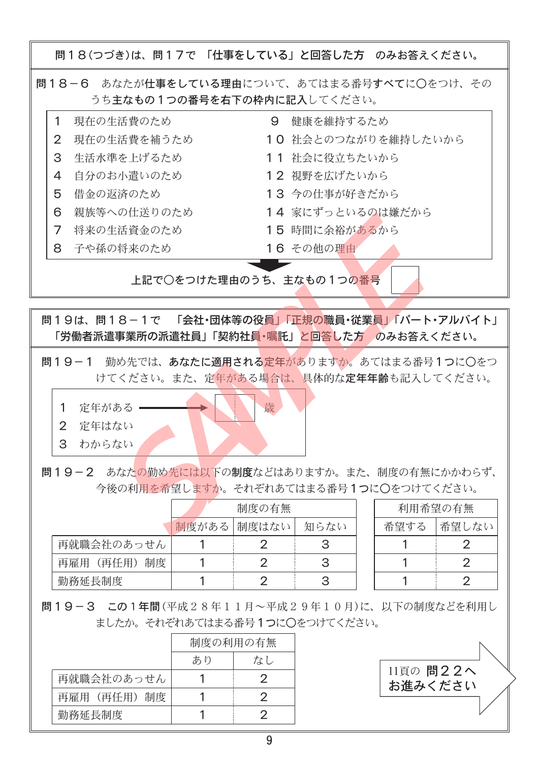**問１８(つづき)は、問１７で 「仕事をしている」と回答した方 のみお答えください。**

**問１８－６** あなたが**仕事をしている理由**について、あてはまる番号**すべて**に○をつけ、その**うち主なもの１つの番号を右下の枠内に記入**してください。

| | |
|---|---|
| １ 現在の生活費のため | ９ 健康を維持するため |
| ２ 現在の生活費を補うため | １０ 社会とのつながりを維持したいから |
| ３ 生活水準を上げるため | １１ 社会に役立ちたいから |
| ４ 自分のお小遣いのため | １２ 視野を広げたいから |
| ５ 借金の返済のため | １３ 今の仕事が好きだから |
| ６ 親族等への仕送りのため | １４ 家にずっといるのは嫌だから |
| ７ 将来の生活資金のため | １５ 時間に余裕があるから |
| ８ 子や孫の将来のため | １６ その他の理由 |

**上記で○をつけた理由のうち、主なもの１つの番号** ［　　］

**問１９は、問１８－１で 「会社・団体等の役員」「正規の職員・従業員」「パート・アルバイト」「労働者派遣事業所の派遣社員」「契約社員・嘱託」と回答した方 のみお答えください。**

**問１９－１** 勤め先では、**あなたに適用される定年**がありますか。あてはまる番号**１つ**に○をつけてください。また、定年がある場合は、具体的な**定年年齢**も記入してください。

１ 定年がある → ［　｜　］歳
２ 定年はない
３ わからない

**問１９－２** あなたの勤め先には以下の**制度**などはありますか。また、制度の有無にかかわらず、今後の利用を希望しますか。それぞれあてはまる番号**１つ**に○をつけてください。

| | 制度の有無 | | | 利用希望の有無 | |
|---|---|---|---|---|---|
| | 制度がある | 制度はない | 知らない | 希望する | 希望しない |
| 再就職会社のあっせん | 1 | 2 | 3 | 1 | 2 |
| 再雇用（再任用）制度 | 1 | 2 | 3 | 1 | 2 |
| 勤務延長制度 | 1 | 2 | 3 | 1 | 2 |

**問１９－３** **この１年間**(平成２８年１１月～平成２９年１０月)に、以下の制度などを利用しましたか。それぞれあてはまる番号**１つ**に○をつけてください。

| | 制度の利用の有無 | |
|---|---|---|
| | あり | なし |
| 再就職会社のあっせん | 1 | 2 |
| 再雇用（再任用）制度 | 1 | 2 |
| 勤務延長制度 | 1 | 2 |

11頁の **問２２へお進みください**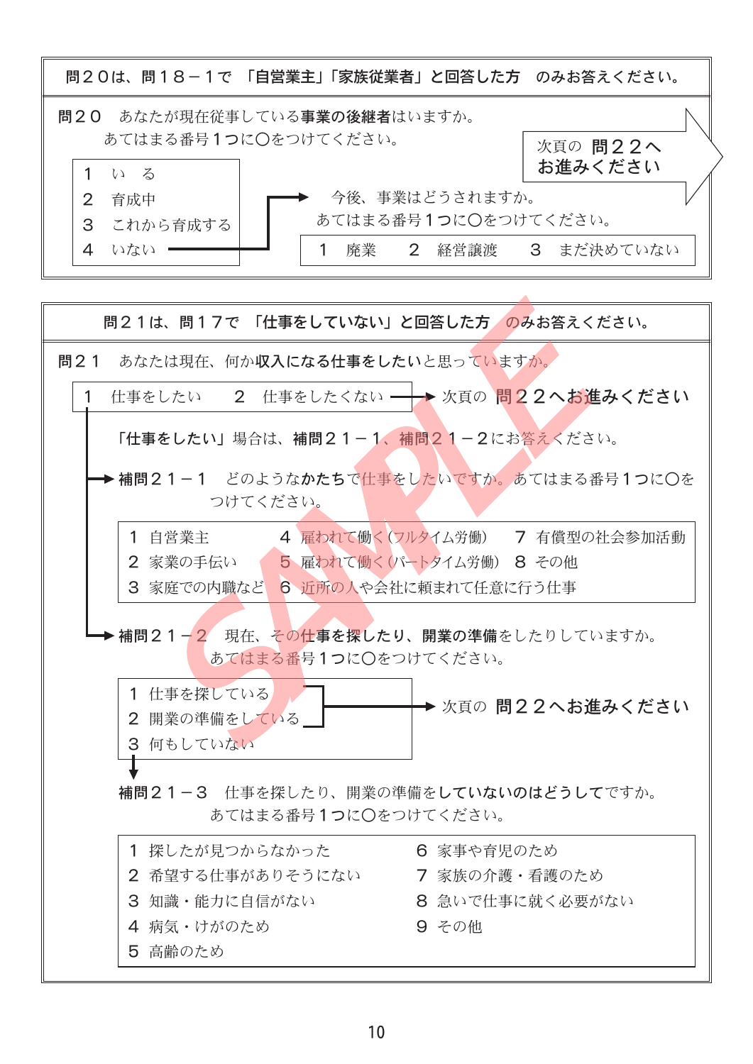**問２０は、問１８－１で 「自営業主」「家族従業者」と回答した方 のみお答えください。**

**問２０** あなたが現在従事している**事業の後継者**はいますか。
あてはまる番号１つに○をつけてください。

１ いる
２ 育成中
３ これから育成する

→ 次頁の **問２２へお進みください**

４ いない → 今後、事業はどうされますか。
あてはまる番号１つに○をつけてください。

１ 廃業　２ 経営譲渡　３ まだ決めていない

---

**問２１は、問１７で 「仕事をしていない」と回答した方 のみお答えください。**

**問２１** あなたは現在、何か**収入になる仕事をしたい**と思っていますか。

１ 仕事をしたい
２ 仕事をしたくない → 次頁の **問２２へお進みください**

「**仕事をしたい**」場合は、**補問２１－１**、**補問２１－２**にお答えください。

**補問２１－１** どのような**かたち**で仕事をしたいですか。あてはまる番号１つに○をつけてください。

| | | |
|---|---|---|
| １ 自営業主 | ４ 雇われて働く（フルタイム労働） | ７ 有償型の社会参加活動 |
| ２ 家業の手伝い | ５ 雇われて働く（パートタイム労働） | ８ その他 |
| ３ 家庭での内職など | ６ 近所の人や会社に頼まれて任意に行う仕事 | |

**補問２１－２** 現在、その**仕事を探したり、開業の準備**をしたりしていますか。
あてはまる番号１つに○をつけてください。

１ 仕事を探している
２ 開業の準備をしている

→ 次頁の **問２２へお進みください**

３ 何もしていない ↓

**補問２１－３** 仕事を探したり、開業の準備を**していないのはどうして**ですか。
あてはまる番号１つに○をつけてください。

| | |
|---|---|
| １ 探したが見つからなかった | ６ 家事や育児のため |
| ２ 希望する仕事がありそうにない | ７ 家族の介護・看護のため |
| ３ 知識・能力に自信がない | ８ 急いで仕事に就く必要がない |
| ４ 病気・けがのため | ９ その他 |
| ５ 高齢のため | |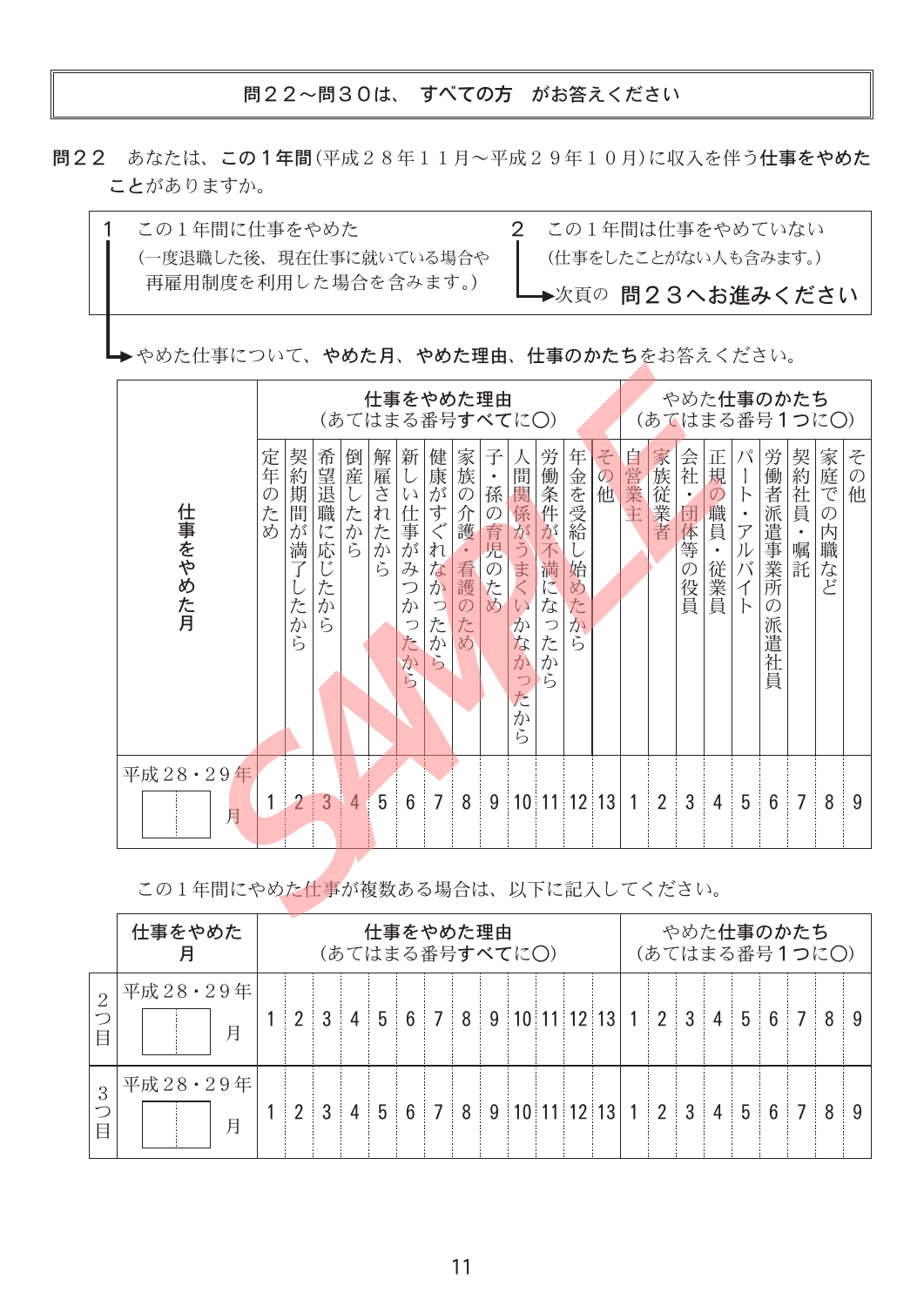**問２２～問３０は、 すべての方 がお答えください**

**問２２** あなたは、**この１年間**(平成２８年１１月～平成２９年１０月)に収入を伴う**仕事をやめたこと**がありますか。

| 1 この１年間に仕事をやめた（一度退職した後、現在仕事に就いている場合や再雇用制度を利用した場合を含みます。） | 2 この１年間は仕事をやめていない（仕事をしたことがない人も含みます。）→次頁の **問２３へお進みください** |
|---|---|

→やめた仕事について、**やめた月**、**やめた理由**、**仕事のかたち**をお答えください。

| 仕事をやめた月 | 仕事をやめた理由（あてはまる番号**すべて**に○） | | | | | | | | | | | | | やめた仕事のかたち（あてはまる番号**１つ**に○） | | | | | | | | |
|---|---|---|---|---|---|---|---|---|---|---|---|---|---|---|---|---|---|---|---|---|---|---|
| | 定年のため | 契約期間が満了したから | 希望退職に応じたから | 倒産したから | 解雇されたから | 新しい仕事がみつかったから | 健康がすぐれなかったから | 家族の介護・看護のため | 子・孫の育児のため | 人間関係がうまくいかなかったから | 労働条件が不満になったから | 年金を受給し始めたから | その他 | 自営業主 | 家族従業者 | 会社・団体等の役員 | 正規の職員・従業員 | パート・アルバイト | 労働者派遣事業所の派遣社員 | 契約社員・嘱託 | 家庭での内職など | その他 |
| 平成28・29年 □□月 | 1 | 2 | 3 | 4 | 5 | 6 | 7 | 8 | 9 | 10 | 11 | 12 | 13 | 1 | 2 | 3 | 4 | 5 | 6 | 7 | 8 | 9 |

この１年間にやめた仕事が複数ある場合は、以下に記入してください。

| | 仕事をやめた月 | 仕事をやめた理由（あてはまる番号**すべて**に○） | | | | | | | | | | | | | やめた仕事のかたち（あてはまる番号**１つ**に○） | | | | | | | | |
|---|---|---|---|---|---|---|---|---|---|---|---|---|---|---|---|---|---|---|---|---|---|---|---|
| ２つ目 | 平成28・29年 □□月 | 1 | 2 | 3 | 4 | 5 | 6 | 7 | 8 | 9 | 10 | 11 | 12 | 13 | 1 | 2 | 3 | 4 | 5 | 6 | 7 | 8 | 9 |
| ３つ目 | 平成28・29年 □□月 | 1 | 2 | 3 | 4 | 5 | 6 | 7 | 8 | 9 | 10 | 11 | 12 | 13 | 1 | 2 | 3 | 4 | 5 | 6 | 7 | 8 | 9 |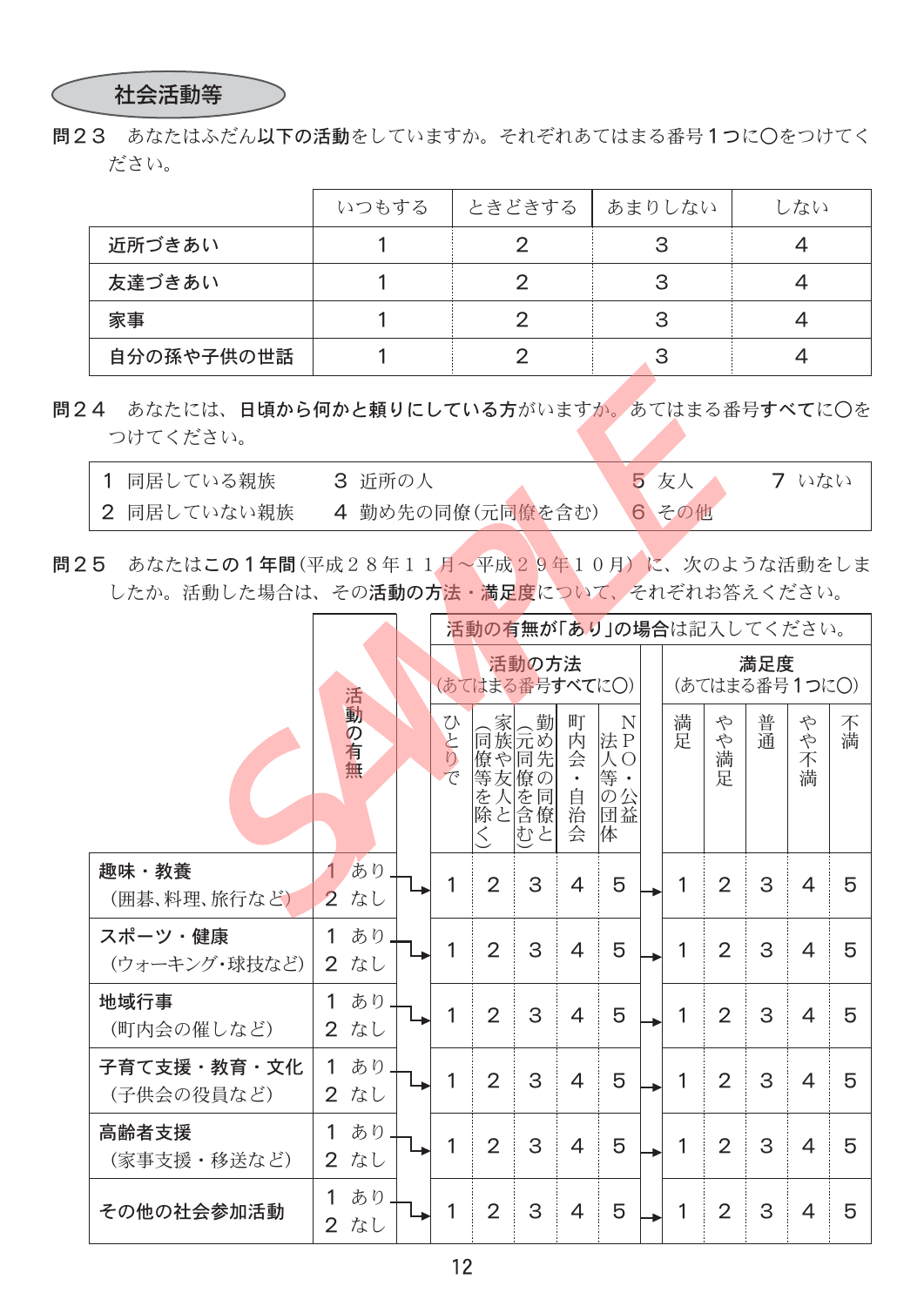## 社会活動等

**問２３**　あなたはふだん**以下の活動**をしていますか。それぞれあてはまる番号**１つ**に○をつけてください。

| | いつもする | ときどきする | あまりしない | しない |
|---|---|---|---|---|
| **近所づきあい** | 1 | 2 | 3 | 4 |
| **友達づきあい** | 1 | 2 | 3 | 4 |
| **家事** | 1 | 2 | 3 | 4 |
| **自分の孫や子供の世話** | 1 | 2 | 3 | 4 |

**問２４**　あなたには、**日頃から何かと頼りにしている方**がいますか。あてはまる番号**すべて**に○をつけてください。

| | | | |
|---|---|---|---|
| 1　同居している親族 | 3　近所の人 | 5　友人 | 7　いない |
| 2　同居していない親族 | 4　勤め先の同僚(元同僚を含む) | 6　その他 | |

**問２５**　あなたは**この１年間**(平成２８年１１月～平成２９年１０月)に、次のような活動をしましたか。活動した場合は、その**活動の方法・満足度**について、それぞれお答えください。

| | 活動の有無 | 活動の有無が「あり」の場合は記入してください。 | | | | | | | | | |
|---|---|---|---|---|---|---|---|---|---|---|---|
| | | **活動の方法**(あてはまる番号**すべて**に○) | | | | | **満足度**(あてはまる番号**1つ**に○) | | | | |
| | | ひとりで | 家族や友人と(同僚等を除く) | 勤め先の同僚と(元同僚を含む) | 町内会・自治会 | NPO法人・公益法人等の団体 | 満足 | やや満足 | 普通 | やや不満 | 不満 |
| **趣味・教養**(囲碁、料理、旅行など) | 1 あり / 2 なし | 1 | 2 | 3 | 4 | 5 | 1 | 2 | 3 | 4 | 5 |
| **スポーツ・健康**(ウォーキング・球技など) | 1 あり / 2 なし | 1 | 2 | 3 | 4 | 5 | 1 | 2 | 3 | 4 | 5 |
| **地域行事**(町内会の催しなど) | 1 あり / 2 なし | 1 | 2 | 3 | 4 | 5 | 1 | 2 | 3 | 4 | 5 |
| **子育て支援・教育・文化**(子供会の役員など) | 1 あり / 2 なし | 1 | 2 | 3 | 4 | 5 | 1 | 2 | 3 | 4 | 5 |
| **高齢者支援**(家事支援・移送など) | 1 あり / 2 なし | 1 | 2 | 3 | 4 | 5 | 1 | 2 | 3 | 4 | 5 |
| **その他の社会参加活動** | 1 あり / 2 なし | 1 | 2 | 3 | 4 | 5 | 1 | 2 | 3 | 4 | 5 |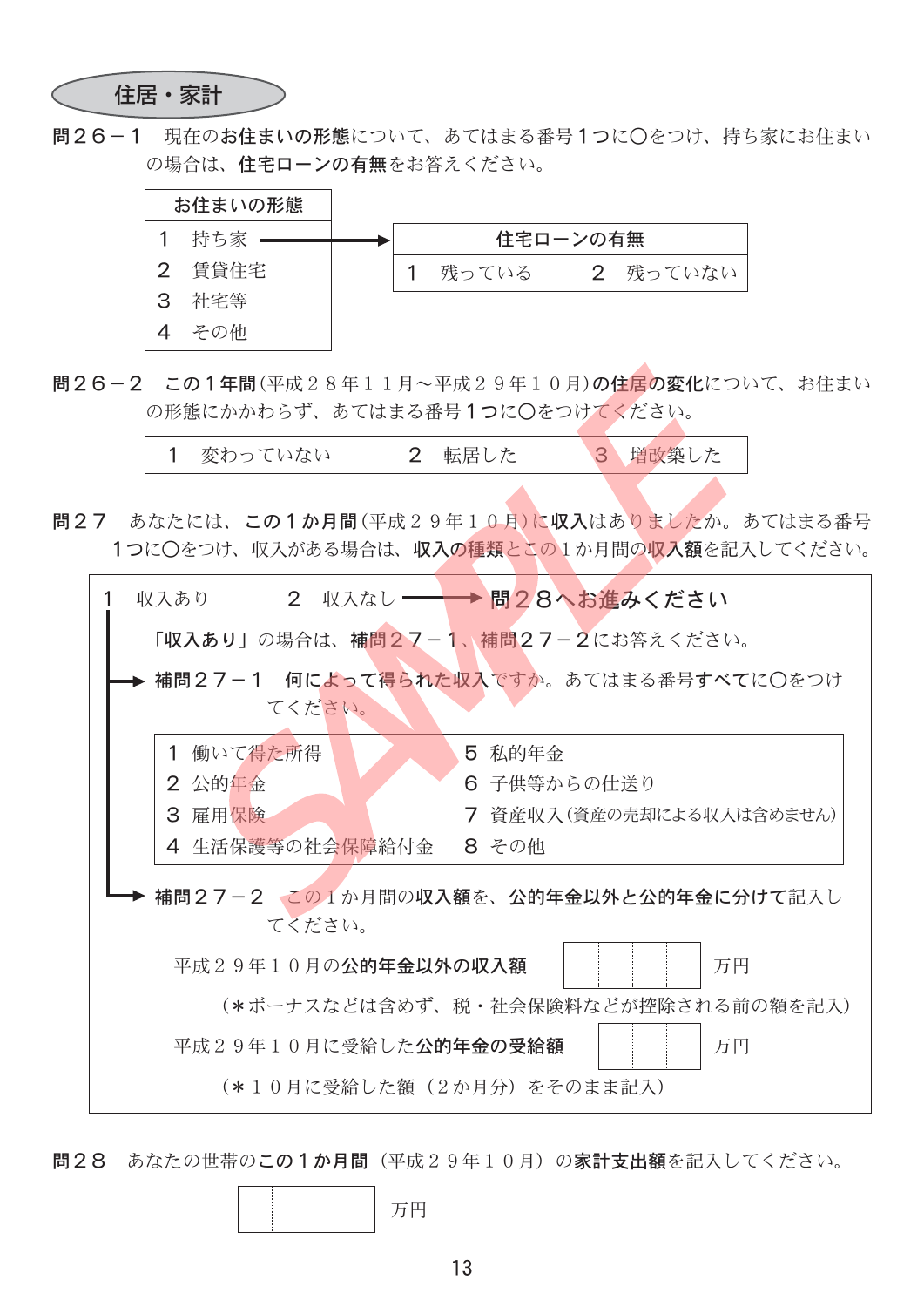## 住居・家計

**問２６－１**　現在の**お住まいの形態**について、あてはまる番号１つに○をつけ、持ち家にお住まいの場合は、**住宅ローンの有無**をお答えください。

| お住まいの形態 |
|---|
| １　持ち家 → |
| ２　賃貸住宅 |
| ３　社宅等 |
| ４　その他 |

| 住宅ローンの有無 | |
|---|---|
| １　残っている | ２　残っていない |

**問２６－２**　**この１年間**（平成２８年１１月～平成２９年１０月）**の住居の変化**について、お住まいの形態にかかわらず、あてはまる番号１つに○をつけてください。

| １　変わっていない | ２　転居した | ３　増改築した |
|---|---|---|

**問２７**　あなたには、**この１か月間**（平成２９年１０月）に**収入**はありましたか。あてはまる番号１つに○をつけ、収入がある場合は、**収入の種類**とこの１か月間の**収入額**を記入してください。

１　収入あり　　　２　収入なし → **問２８へお進みください**

「**収入あり**」の場合は、**補問２７－１**、**補問２７－２**にお答えください。

**補問２７－１**　**何によって得られた収入**ですか。あてはまる番号**すべて**に○をつけてください。

| | |
|---|---|
| １ 働いて得た所得 | ５ 私的年金 |
| ２ 公的年金 | ６ 子供等からの仕送り |
| ３ 雇用保険 | ７ 資産収入（資産の売却による収入は含めません） |
| ４ 生活保護等の社会保障給付金 | ８ その他 |

**補問２７－２**　この１か月間の**収入額**を、**公的年金以外と公的年金に分けて**記入してください。

平成２９年１０月の**公的年金以外の収入額**　［　　　］万円

（＊ボーナスなどは含めず、税・社会保険料などが控除される前の額を記入）

平成２９年１０月に受給した**公的年金の受給額**　［　　　］万円

（＊１０月に受給した額（２か月分）をそのまま記入）

**問２８**　あなたの世帯の**この１か月間**（平成２９年１０月）の**家計支出額**を記入してください。

［　　　］万円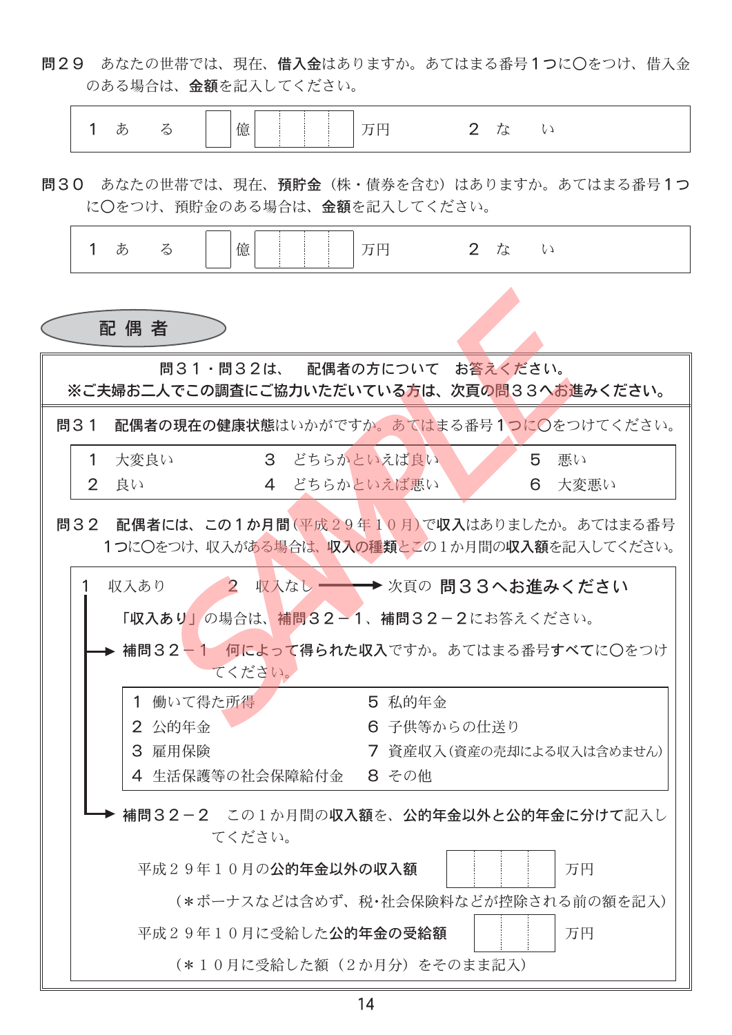**問２９**　あなたの世帯では、現在、**借入金**はありますか。あてはまる番号**１つ**に○をつけ、借入金のある場合は、**金額**を記入してください。

| １　ある　□億□□□□万円 | ２　ない |
|---|---|

**問３０**　あなたの世帯では、現在、**預貯金**（株・債券を含む）はありますか。あてはまる番号**１つ**に○をつけ、預貯金のある場合は、**金額**を記入してください。

| １　ある　□億□□□□万円 | ２　ない |
|---|---|

## 配偶者

**問３１・問３２は、　配偶者の方について　お答えください。**
**※ご夫婦お二人でこの調査にご協力いただいている方は、次頁の問３３へお進みください。**

**問３１**　**配偶者の現在の健康状態**はいかがですか。あてはまる番号**１つ**に○をつけてください。

| | | |
|---|---|---|
| １　大変良い | ３　どちらかといえば良い | ５　悪い |
| ２　良い | ４　どちらかといえば悪い | ６　大変悪い |

**問３２**　**配偶者には、この１か月間**（平成２９年１０月）で**収入**はありましたか。あてはまる番号**１つ**に○をつけ、収入がある場合は、**収入の種類**とこの１か月間の**収入額**を記入してください。

１　収入あり　　２　収入なし ──→ 次頁の **問３３へお進みください**

**「収入あり」**の場合は、**補問３２－１**、**補問３２－２**にお答えください。

→ **補問３２－１**　**何によって得られた収入**ですか。あてはまる番号**すべて**に○をつけてください。

| | |
|---|---|
| １　働いて得た所得 | ５　私的年金 |
| ２　公的年金 | ６　子供等からの仕送り |
| ３　雇用保険 | ７　資産収入（資産の売却による収入は含めません） |
| ４　生活保護等の社会保障給付金 | ８　その他 |

→ **補問３２－２**　この１か月間の**収入額**を、**公的年金以外と公的年金に分けて**記入してください。

平成２９年１０月の**公的年金以外の収入額**　□□□□万円

（＊ボーナスなどは含めず、税・社会保険料などが控除される前の額を記入）

平成２９年１０月に受給した**公的年金の受給額**　□□万円

（＊１０月に受給した額（２か月分）をそのまま記入）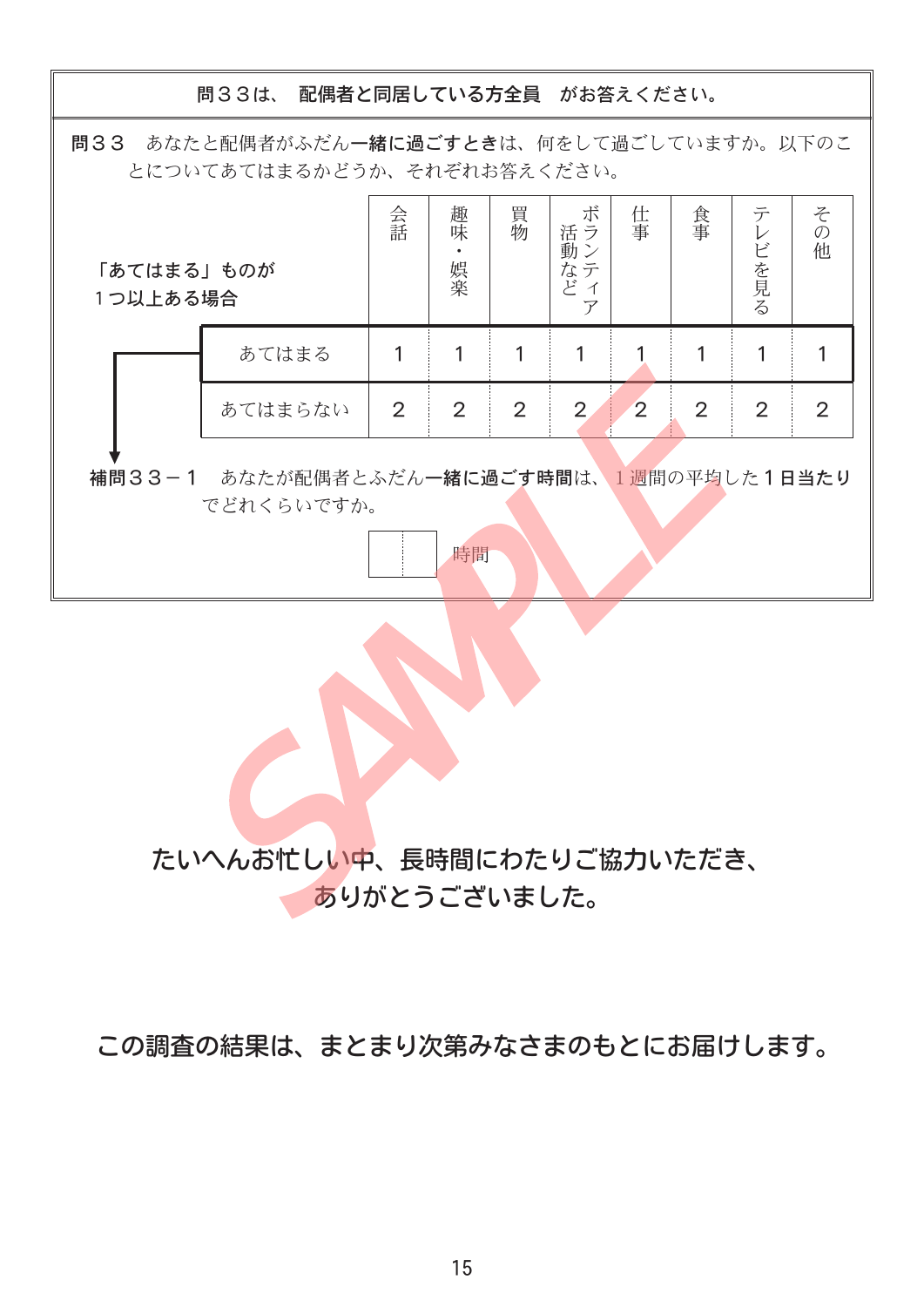**問３３は、 配偶者と同居している方全員 がお答えください。**

**問３３** あなたと配偶者が**ふだん一緒に過ごすとき**は、何をして過ごしていますか。以下のことについてあてはまるかどうか、それぞれお答えください。

|  | 会話 | 趣味・娯楽 | 買物 | ボランティア活動など | 仕事 | 食事 | テレビを見る | その他 |
|---|---|---|---|---|---|---|---|---|
| あてはまる | 1 | 1 | 1 | 1 | 1 | 1 | 1 | 1 |
| あてはまらない | 2 | 2 | 2 | 2 | 2 | 2 | 2 | 2 |

**「あてはまる」ものが１つ以上ある場合**

**補問３３－１** あなたが配偶者と**ふだん一緒に過ごす時間**は、１週間の平均した**１日当たり**でどれくらいですか。

□□ 時間

**たいへんお忙しい中、長時間にわたりご協力いただき、ありがとうございました。**

**この調査の結果は、まとまり次第みなさまのもとにお届けします。**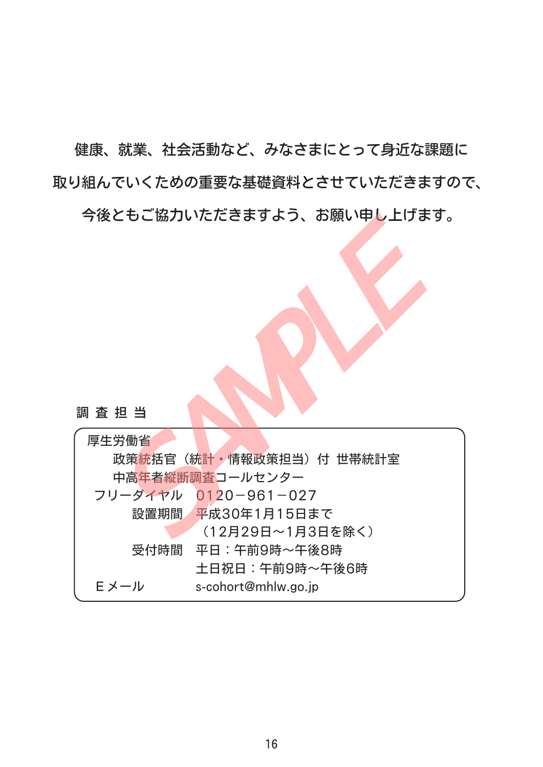健康、就業、社会活動など、みなさまにとって身近な課題に

取り組んでいくための重要な基礎資料とさせていただきますので、

今後ともご協力いただきますよう、お願い申し上げます。

調 査 担 当

厚生労働省
　政策統括官（統計・情報政策担当）付 世帯統計室
　中高年者縦断調査コールセンター
　フリーダイヤル　0120－961－027
　　設置期間　平成30年1月15日まで
　　　　　　（12月29日～1月3日を除く）
　　受付時間　平日：午前9時～午後8時
　　　　　　土日祝日：午前9時～午後6時
　Ｅメール　s-cohort@mhlw.go.jp